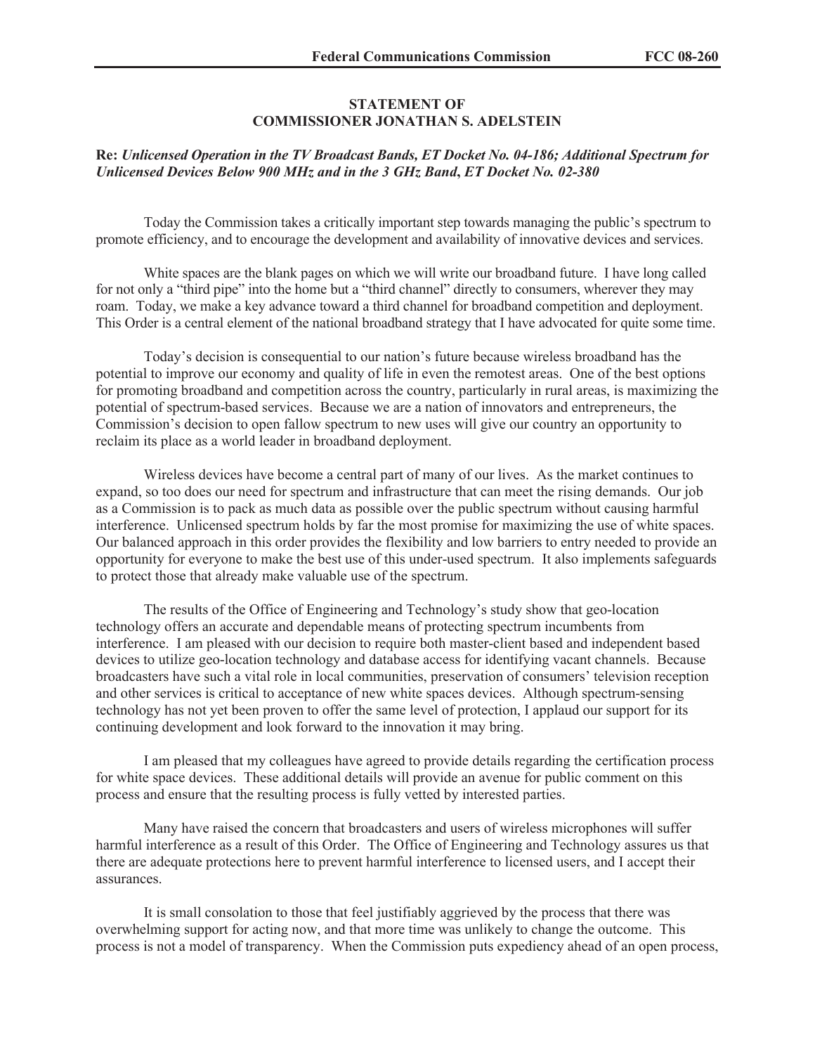**STATEMENT OF**
**COMMISSIONER JONATHAN S. ADELSTEIN**

**Re:** ***Unlicensed Operation in the TV Broadcast Bands, ET Docket No. 04-186; Additional Spectrum for Unlicensed Devices Below 900 MHz and in the 3 GHz Band, ET Docket No. 02-380***

Today the Commission takes a critically important step towards managing the public's spectrum to promote efficiency, and to encourage the development and availability of innovative devices and services.

White spaces are the blank pages on which we will write our broadband future. I have long called for not only a "third pipe" into the home but a "third channel" directly to consumers, wherever they may roam. Today, we make a key advance toward a third channel for broadband competition and deployment. This Order is a central element of the national broadband strategy that I have advocated for quite some time.

Today's decision is consequential to our nation's future because wireless broadband has the potential to improve our economy and quality of life in even the remotest areas. One of the best options for promoting broadband and competition across the country, particularly in rural areas, is maximizing the potential of spectrum-based services. Because we are a nation of innovators and entrepreneurs, the Commission's decision to open fallow spectrum to new uses will give our country an opportunity to reclaim its place as a world leader in broadband deployment.

Wireless devices have become a central part of many of our lives. As the market continues to expand, so too does our need for spectrum and infrastructure that can meet the rising demands. Our job as a Commission is to pack as much data as possible over the public spectrum without causing harmful interference. Unlicensed spectrum holds by far the most promise for maximizing the use of white spaces. Our balanced approach in this order provides the flexibility and low barriers to entry needed to provide an opportunity for everyone to make the best use of this under-used spectrum. It also implements safeguards to protect those that already make valuable use of the spectrum.

The results of the Office of Engineering and Technology's study show that geo-location technology offers an accurate and dependable means of protecting spectrum incumbents from interference. I am pleased with our decision to require both master-client based and independent based devices to utilize geo-location technology and database access for identifying vacant channels. Because broadcasters have such a vital role in local communities, preservation of consumers' television reception and other services is critical to acceptance of new white spaces devices. Although spectrum-sensing technology has not yet been proven to offer the same level of protection, I applaud our support for its continuing development and look forward to the innovation it may bring.

I am pleased that my colleagues have agreed to provide details regarding the certification process for white space devices. These additional details will provide an avenue for public comment on this process and ensure that the resulting process is fully vetted by interested parties.

Many have raised the concern that broadcasters and users of wireless microphones will suffer harmful interference as a result of this Order. The Office of Engineering and Technology assures us that there are adequate protections here to prevent harmful interference to licensed users, and I accept their assurances.

It is small consolation to those that feel justifiably aggrieved by the process that there was overwhelming support for acting now, and that more time was unlikely to change the outcome. This process is not a model of transparency. When the Commission puts expediency ahead of an open process,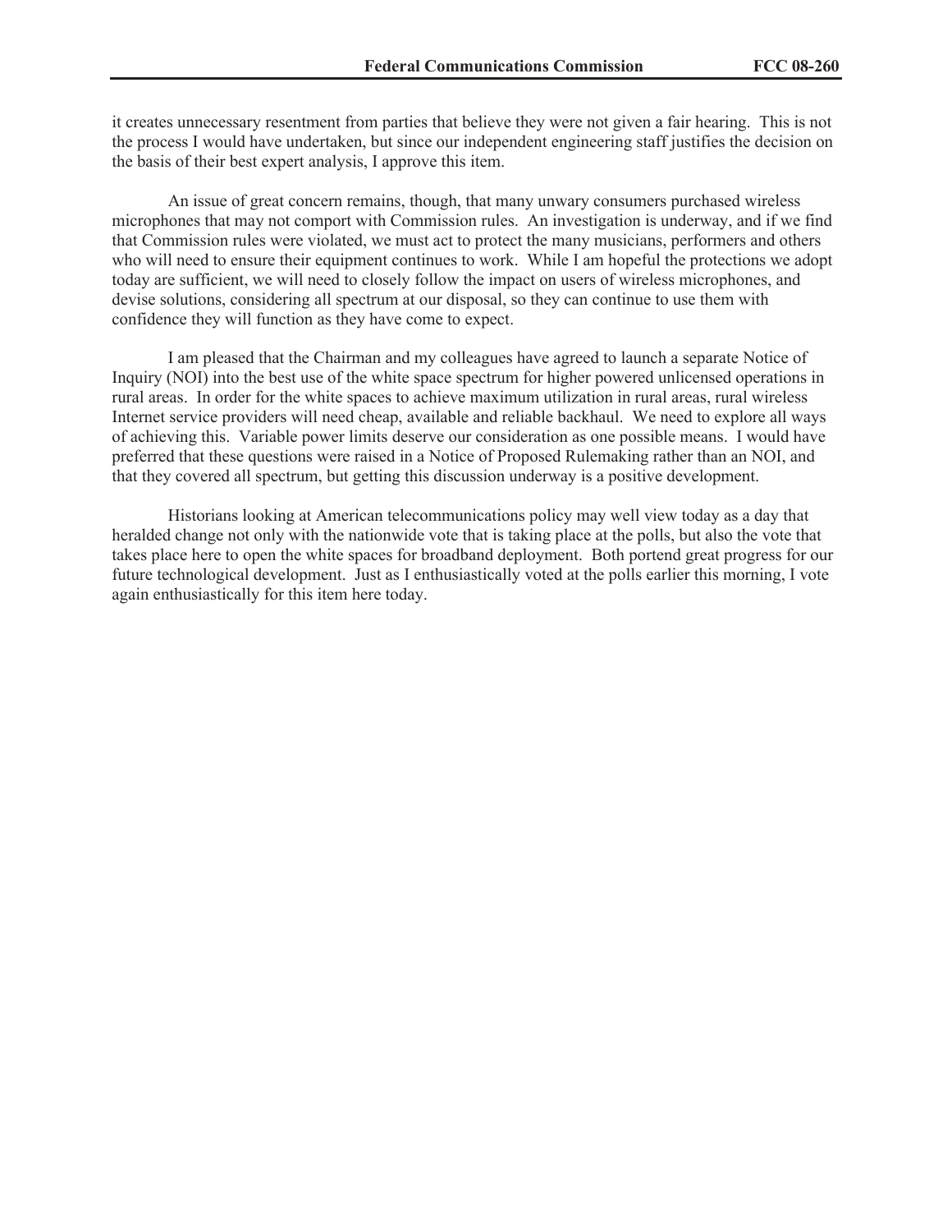it creates unnecessary resentment from parties that believe they were not given a fair hearing. This is not the process I would have undertaken, but since our independent engineering staff justifies the decision on the basis of their best expert analysis, I approve this item.

An issue of great concern remains, though, that many unwary consumers purchased wireless microphones that may not comport with Commission rules. An investigation is underway, and if we find that Commission rules were violated, we must act to protect the many musicians, performers and others who will need to ensure their equipment continues to work. While I am hopeful the protections we adopt today are sufficient, we will need to closely follow the impact on users of wireless microphones, and devise solutions, considering all spectrum at our disposal, so they can continue to use them with confidence they will function as they have come to expect.

I am pleased that the Chairman and my colleagues have agreed to launch a separate Notice of Inquiry (NOI) into the best use of the white space spectrum for higher powered unlicensed operations in rural areas. In order for the white spaces to achieve maximum utilization in rural areas, rural wireless Internet service providers will need cheap, available and reliable backhaul. We need to explore all ways of achieving this. Variable power limits deserve our consideration as one possible means. I would have preferred that these questions were raised in a Notice of Proposed Rulemaking rather than an NOI, and that they covered all spectrum, but getting this discussion underway is a positive development.

Historians looking at American telecommunications policy may well view today as a day that heralded change not only with the nationwide vote that is taking place at the polls, but also the vote that takes place here to open the white spaces for broadband deployment. Both portend great progress for our future technological development. Just as I enthusiastically voted at the polls earlier this morning, I vote again enthusiastically for this item here today.